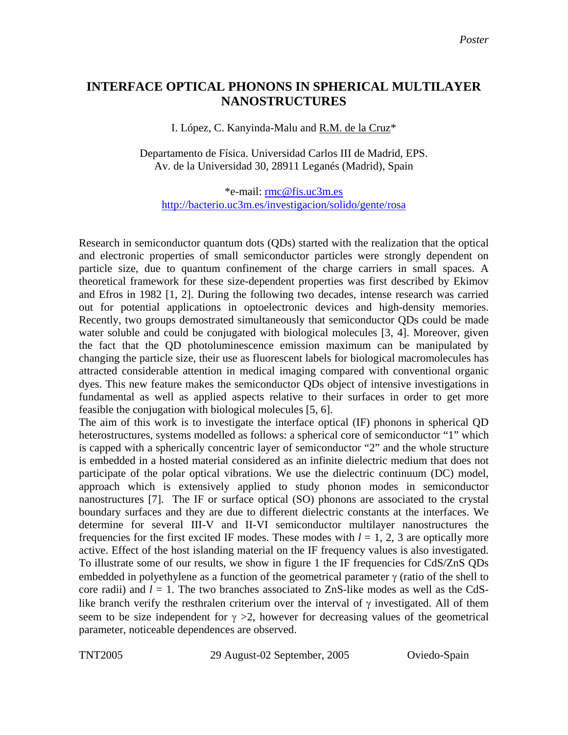*Poster*

# INTERFACE OPTICAL PHONONS IN SPHERICAL MULTILAYER NANOSTRUCTURES

I. López, C. Kanyinda-Malu and R.M. de la Cruz*

Departamento de Física. Universidad Carlos III de Madrid, EPS.
Av. de la Universidad 30, 28911 Leganés (Madrid), Spain

*e-mail: rmc@fis.uc3m.es
http://bacterio.uc3m.es/investigacion/solido/gente/rosa

Research in semiconductor quantum dots (QDs) started with the realization that the optical and electronic properties of small semiconductor particles were strongly dependent on particle size, due to quantum confinement of the charge carriers in small spaces. A theoretical framework for these size-dependent properties was first described by Ekimov and Efros in 1982 [1, 2]. During the following two decades, intense research was carried out for potential applications in optoelectronic devices and high-density memories. Recently, two groups demostrated simultaneously that semiconductor QDs could be made water soluble and could be conjugated with biological molecules [3, 4]. Moreover, given the fact that the QD photoluminescence emission maximum can be manipulated by changing the particle size, their use as fluorescent labels for biological macromolecules has attracted considerable attention in medical imaging compared with conventional organic dyes. This new feature makes the semiconductor QDs object of intensive investigations in fundamental as well as applied aspects relative to their surfaces in order to get more feasible the conjugation with biological molecules [5, 6].

The aim of this work is to investigate the interface optical (IF) phonons in spherical QD heterostructures, systems modelled as follows: a spherical core of semiconductor "1" which is capped with a spherically concentric layer of semiconductor "2" and the whole structure is embedded in a hosted material considered as an infinite dielectric medium that does not participate of the polar optical vibrations. We use the dielectric continuum (DC) model, approach which is extensively applied to study phonon modes in semiconductor nanostructures [7]. The IF or surface optical (SO) phonons are associated to the crystal boundary surfaces and they are due to different dielectric constants at the interfaces. We determine for several III-V and II-VI semiconductor multilayer nanostructures the frequencies for the first excited IF modes. These modes with $l = 1, 2, 3$ are optically more active. Effect of the host islanding material on the IF frequency values is also investigated. To illustrate some of our results, we show in figure 1 the IF frequencies for CdS/ZnS QDs embedded in polyethylene as a function of the geometrical parameter $\gamma$ (ratio of the shell to core radii) and $l = 1$. The two branches associated to ZnS-like modes as well as the CdS-like branch verify the resthralen criterium over the interval of $\gamma$ investigated. All of them seem to be size independent for $\gamma > 2$, however for decreasing values of the geometrical parameter, noticeable dependences are observed.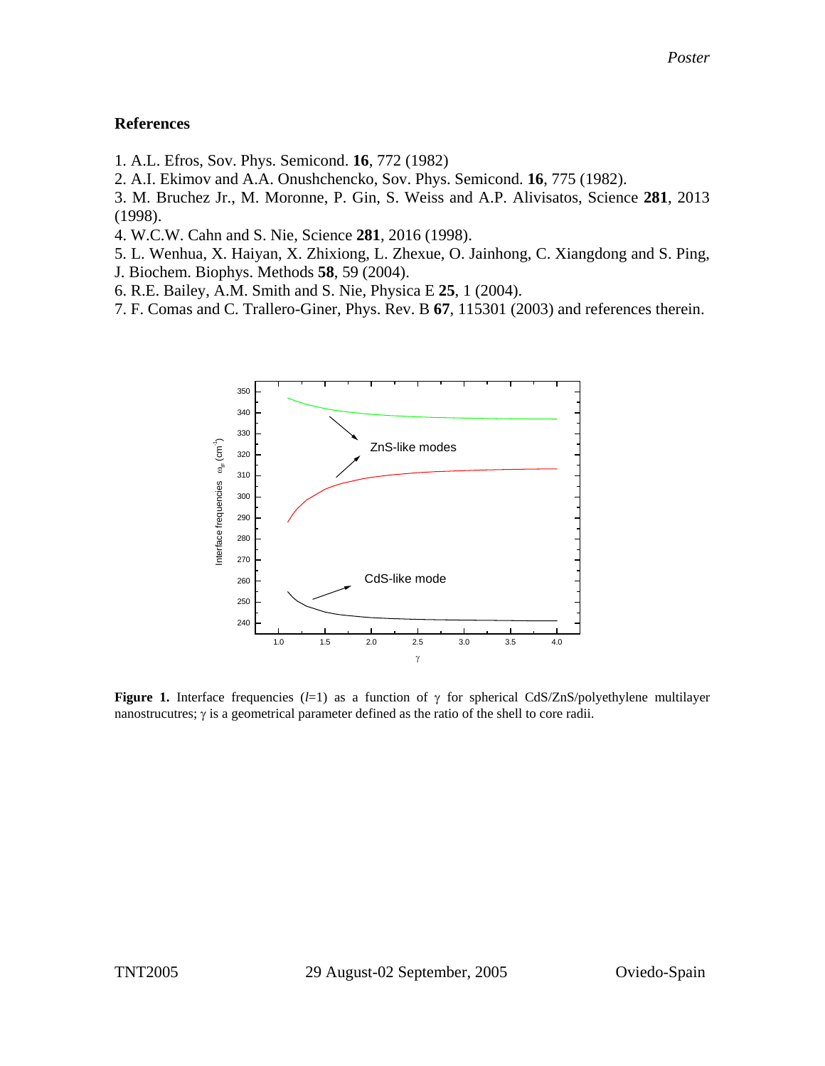## References

1. A.L. Efros, Sov. Phys. Semicond. **16**, 772 (1982)
2. A.I. Ekimov and A.A. Onushchencko, Sov. Phys. Semicond. **16**, 775 (1982).
3. M. Bruchez Jr., M. Moronne, P. Gin, S. Weiss and A.P. Alivisatos, Science **281**, 2013 (1998).
4. W.C.W. Cahn and S. Nie, Science **281**, 2016 (1998).
5. L. Wenhua, X. Haiyan, X. Zhixiong, L. Zhexue, O. Jainhong, C. Xiangdong and S. Ping, J. Biochem. Biophys. Methods **58**, 59 (2004).
6. R.E. Bailey, A.M. Smith and S. Nie, Physica E **25**, 1 (2004).
7. F. Comas and C. Trallero-Giner, Phys. Rev. B **67**, 115301 (2003) and references therein.

Interface frequencies $\omega_{IF}$ ($cm^{-1}$)

350
340
330
320
310
300
290
280
270
260
250
240

1.0
1.5
2.0
2.5
3.0
3.5
4.0

$\gamma$

ZnS-like modes

CdS-like mode

**Figure 1.** Interface frequencies ($l$=1) as a function of $\gamma$ for spherical CdS/ZnS/polyethylene multilayer nanostrucutres; $\gamma$ is a geometrical parameter defined as the ratio of the shell to core radii.